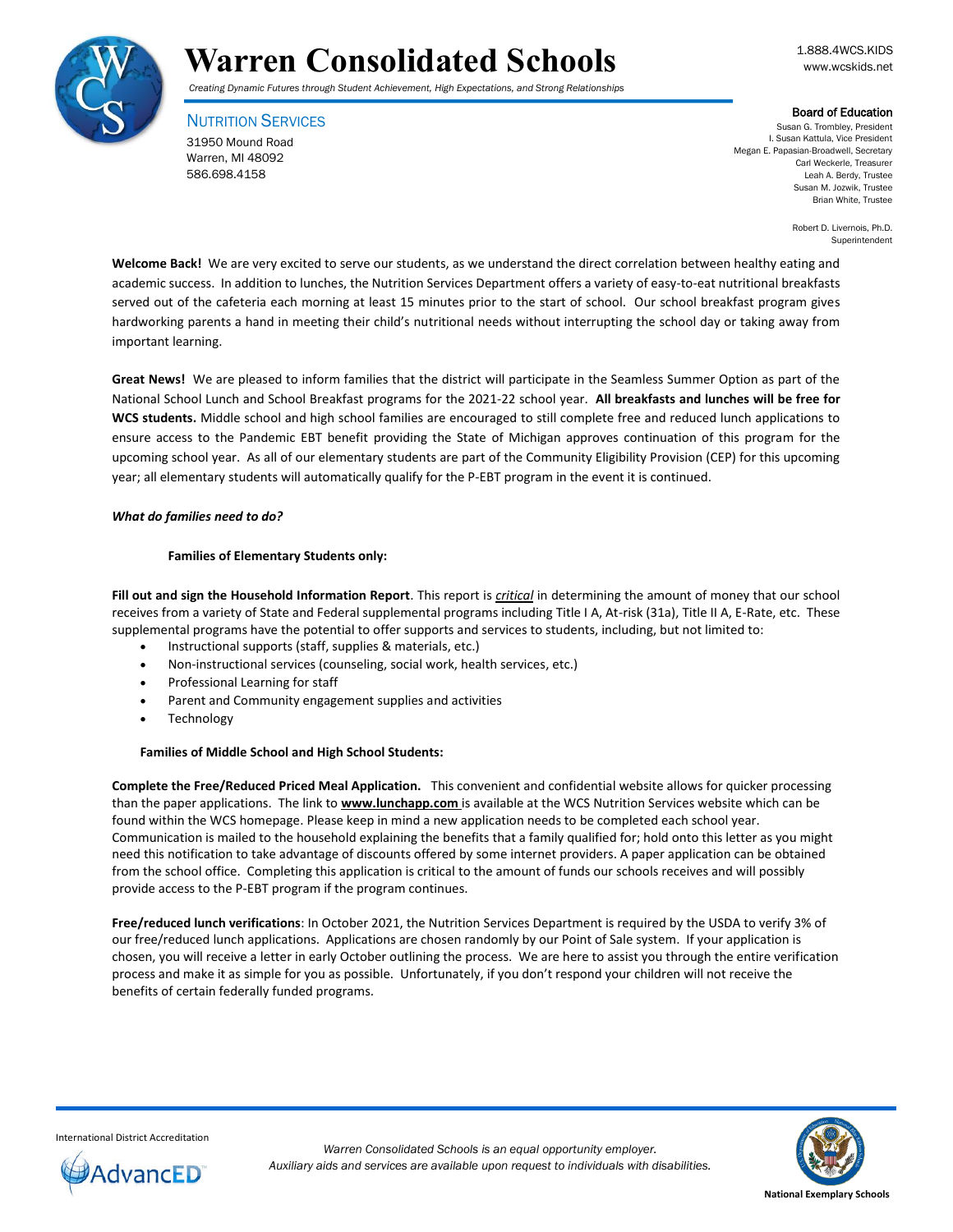# Warren Consolidated Schools

*Creating Dynamic Futures through Student Achievement, High Expectations, and Strong Relationships*

1.888.4WCS.KIDS
www.wcskids.net

## NUTRITION SERVICES

31950 Mound Road
Warren, MI 48092
586.698.4158

**Board of Education**
Susan G. Trombley, President
I. Susan Kattula, Vice President
Megan E. Papasian-Broadwell, Secretary
Carl Weckerle, Treasurer
Leah A. Berdy, Trustee
Susan M. Jozwik, Trustee
Brian White, Trustee

Robert D. Livernois, Ph.D.
Superintendent

**Welcome Back!** We are very excited to serve our students, as we understand the direct correlation between healthy eating and academic success. In addition to lunches, the Nutrition Services Department offers a variety of easy-to-eat nutritional breakfasts served out of the cafeteria each morning at least 15 minutes prior to the start of school. Our school breakfast program gives hardworking parents a hand in meeting their child's nutritional needs without interrupting the school day or taking away from important learning.

**Great News!** We are pleased to inform families that the district will participate in the Seamless Summer Option as part of the National School Lunch and School Breakfast programs for the 2021-22 school year. **All breakfasts and lunches will be free for WCS students.** Middle school and high school families are encouraged to still complete free and reduced lunch applications to ensure access to the Pandemic EBT benefit providing the State of Michigan approves continuation of this program for the upcoming school year. As all of our elementary students are part of the Community Eligibility Provision (CEP) for this upcoming year; all elementary students will automatically qualify for the P-EBT program in the event it is continued.

***What do families need to do?***

**Families of Elementary Students only:**

**Fill out and sign the Household Information Report**. This report is ***critical*** in determining the amount of money that our school receives from a variety of State and Federal supplemental programs including Title I A, At-risk (31a), Title II A, E-Rate, etc. These supplemental programs have the potential to offer supports and services to students, including, but not limited to:

- Instructional supports (staff, supplies & materials, etc.)
- Non-instructional services (counseling, social work, health services, etc.)
- Professional Learning for staff
- Parent and Community engagement supplies and activities
- Technology

**Families of Middle School and High School Students:**

**Complete the Free/Reduced Priced Meal Application.** This convenient and confidential website allows for quicker processing than the paper applications. The link to **www.lunchapp.com** is available at the WCS Nutrition Services website which can be found within the WCS homepage. Please keep in mind a new application needs to be completed each school year. Communication is mailed to the household explaining the benefits that a family qualified for; hold onto this letter as you might need this notification to take advantage of discounts offered by some internet providers. A paper application can be obtained from the school office. Completing this application is critical to the amount of funds our schools receives and will possibly provide access to the P-EBT program if the program continues.

**Free/reduced lunch verifications**: In October 2021, the Nutrition Services Department is required by the USDA to verify 3% of our free/reduced lunch applications. Applications are chosen randomly by our Point of Sale system. If your application is chosen, you will receive a letter in early October outlining the process. We are here to assist you through the entire verification process and make it as simple for you as possible. Unfortunately, if you don't respond your children will not receive the benefits of certain federally funded programs.

International District Accreditation
AdvancED

*Warren Consolidated Schools is an equal opportunity employer.*
*Auxiliary aids and services are available upon request to individuals with disabilities.*

**National Exemplary Schools**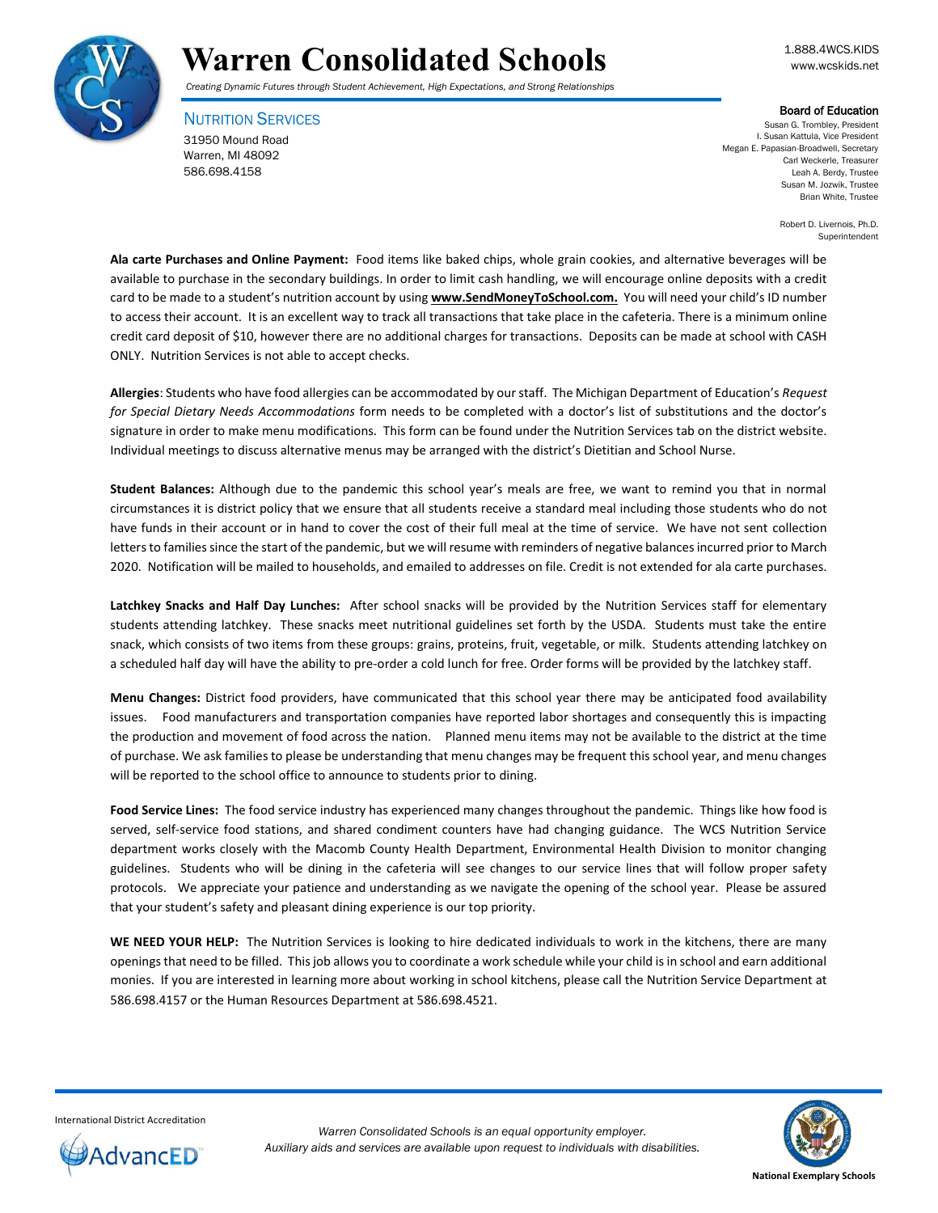# Warren Consolidated Schools

*Creating Dynamic Futures through Student Achievement, High Expectations, and Strong Relationships*

1.888.4WCS.KIDS
www.wcskids.net

## NUTRITION SERVICES

31950 Mound Road
Warren, MI 48092
586.698.4158

**Board of Education**
Susan G. Trombley, President
I. Susan Kattula, Vice President
Megan E. Papasian-Broadwell, Secretary
Carl Weckerle, Treasurer
Leah A. Berdy, Trustee
Susan M. Jozwik, Trustee
Brian White, Trustee

Robert D. Livernois, Ph.D.
Superintendent

**Ala carte Purchases and Online Payment:** Food items like baked chips, whole grain cookies, and alternative beverages will be available to purchase in the secondary buildings. In order to limit cash handling, we will encourage online deposits with a credit card to be made to a student's nutrition account by using **www.SendMoneyToSchool.com.** You will need your child's ID number to access their account. It is an excellent way to track all transactions that take place in the cafeteria. There is a minimum online credit card deposit of $10, however there are no additional charges for transactions. Deposits can be made at school with CASH ONLY. Nutrition Services is not able to accept checks.

**Allergies**: Students who have food allergies can be accommodated by our staff. The Michigan Department of Education's *Request for Special Dietary Needs Accommodations* form needs to be completed with a doctor's list of substitutions and the doctor's signature in order to make menu modifications. This form can be found under the Nutrition Services tab on the district website. Individual meetings to discuss alternative menus may be arranged with the district's Dietitian and School Nurse.

**Student Balances:** Although due to the pandemic this school year's meals are free, we want to remind you that in normal circumstances it is district policy that we ensure that all students receive a standard meal including those students who do not have funds in their account or in hand to cover the cost of their full meal at the time of service. We have not sent collection letters to families since the start of the pandemic, but we will resume with reminders of negative balances incurred prior to March 2020. Notification will be mailed to households, and emailed to addresses on file. Credit is not extended for ala carte purchases.

**Latchkey Snacks and Half Day Lunches:** After school snacks will be provided by the Nutrition Services staff for elementary students attending latchkey. These snacks meet nutritional guidelines set forth by the USDA. Students must take the entire snack, which consists of two items from these groups: grains, proteins, fruit, vegetable, or milk. Students attending latchkey on a scheduled half day will have the ability to pre-order a cold lunch for free. Order forms will be provided by the latchkey staff.

**Menu Changes:** District food providers, have communicated that this school year there may be anticipated food availability issues. Food manufacturers and transportation companies have reported labor shortages and consequently this is impacting the production and movement of food across the nation. Planned menu items may not be available to the district at the time of purchase. We ask families to please be understanding that menu changes may be frequent this school year, and menu changes will be reported to the school office to announce to students prior to dining.

**Food Service Lines:** The food service industry has experienced many changes throughout the pandemic. Things like how food is served, self-service food stations, and shared condiment counters have had changing guidance. The WCS Nutrition Service department works closely with the Macomb County Health Department, Environmental Health Division to monitor changing guidelines. Students who will be dining in the cafeteria will see changes to our service lines that will follow proper safety protocols. We appreciate your patience and understanding as we navigate the opening of the school year. Please be assured that your student's safety and pleasant dining experience is our top priority.

**WE NEED YOUR HELP:** The Nutrition Services is looking to hire dedicated individuals to work in the kitchens, there are many openings that need to be filled. This job allows you to coordinate a work schedule while your child is in school and earn additional monies. If you are interested in learning more about working in school kitchens, please call the Nutrition Service Department at 586.698.4157 or the Human Resources Department at 586.698.4521.

International District Accreditation
AdvancED

*Warren Consolidated Schools is an equal opportunity employer.*
*Auxiliary aids and services are available upon request to individuals with disabilities.*

National Exemplary Schools